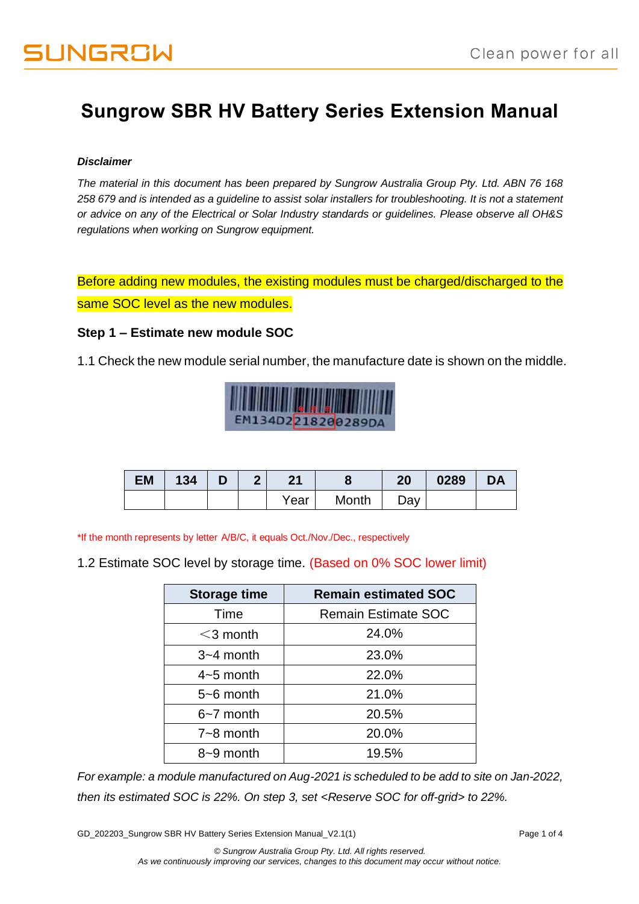# Sungrow SBR HV Battery Series Extension Manual

***Disclaimer***

*The material in this document has been prepared by Sungrow Australia Group Pty. Ltd. ABN 76 168 258 679 and is intended as a guideline to assist solar installers for troubleshooting. It is not a statement or advice on any of the Electrical or Solar Industry standards or guidelines. Please observe all OH&S regulations when working on Sungrow equipment.*

Before adding new modules, the existing modules must be charged/discharged to the same SOC level as the new modules.

### Step 1 – Estimate new module SOC

1.1 Check the new module serial number, the manufacture date is shown on the middle.

| EM | 134 | D | 2 | 21 | 8 | 20 | 0289 | DA |
|---|---|---|---|---|---|---|---|---|
| | | | | Year | Month | Day | | |

*If the month represents by letter A/B/C, it equals Oct./Nov./Dec., respectively

1.2 Estimate SOC level by storage time. (Based on 0% SOC lower limit)

| Storage time | Remain estimated SOC |
|---|---|
| Time | Remain Estimate SOC |
| <3 month | 24.0% |
| 3~4 month | 23.0% |
| 4~5 month | 22.0% |
| 5~6 month | 21.0% |
| 6~7 month | 20.5% |
| 7~8 month | 20.0% |
| 8~9 month | 19.5% |

*For example: a module manufactured on Aug-2021 is scheduled to be add to site on Jan-2022, then its estimated SOC is 22%. On step 3, set <Reserve SOC for off-grid> to 22%.*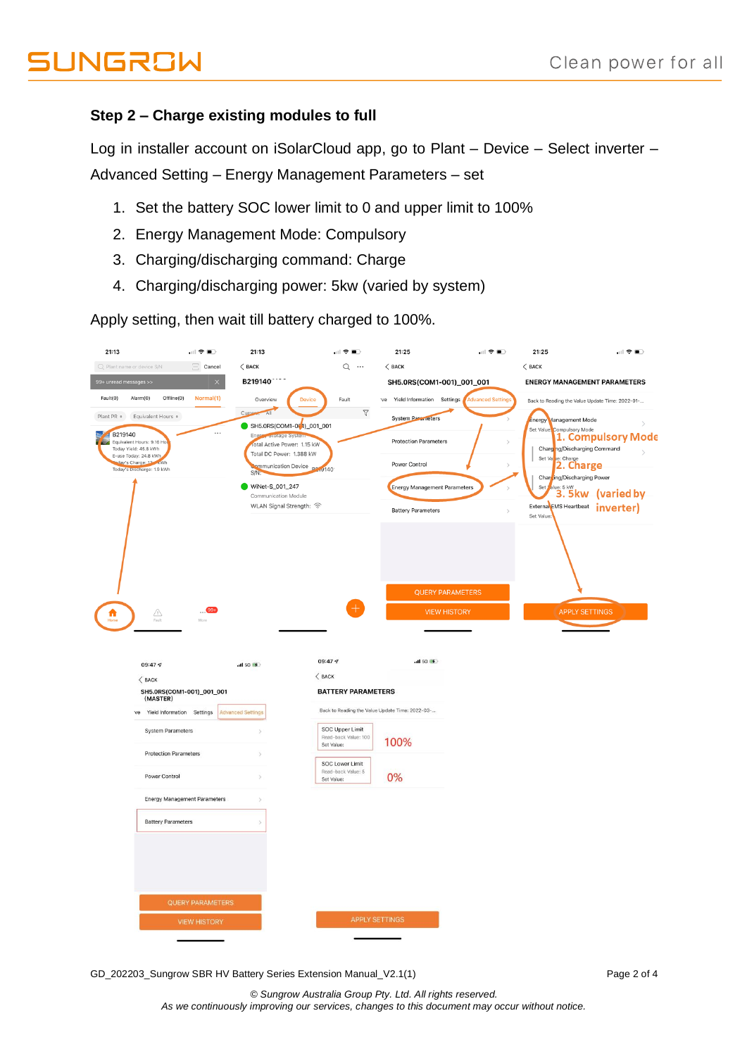### Step 2 – Charge existing modules to full

Log in installer account on iSolarCloud app, go to Plant – Device – Select inverter – Advanced Setting – Energy Management Parameters – set

1. Set the battery SOC lower limit to 0 and upper limit to 100%
2. Energy Management Mode: Compulsory
3. Charging/discharging command: Charge
4. Charging/discharging power: 5kw (varied by system)

Apply setting, then wait till battery charged to 100%.

© Sungrow Australia Group Pty. Ltd. All rights reserved.

*As we continuously improving our services, changes to this document may occur without notice.*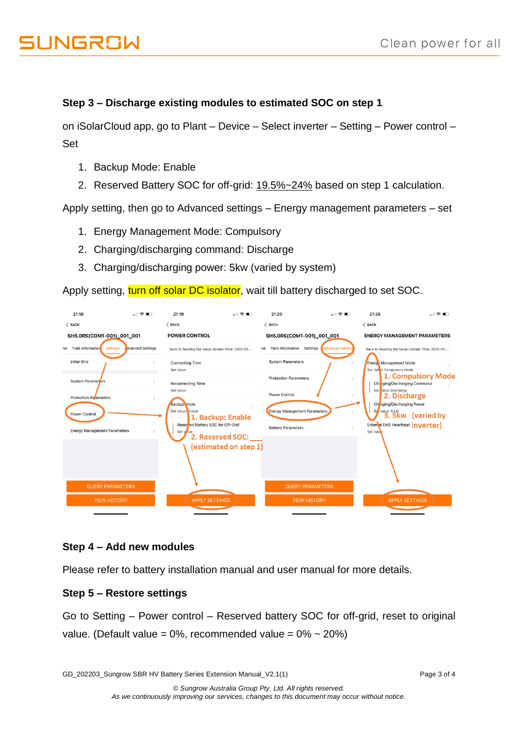**Step 3 – Discharge existing modules to estimated SOC on step 1**

on iSolarCloud app, go to Plant – Device – Select inverter – Setting – Power control – Set

1. Backup Mode: Enable
2. Reserved Battery SOC for off-grid: 19.5%~24% based on step 1 calculation.

Apply setting, then go to Advanced settings – Energy management parameters – set

1. Energy Management Mode: Compulsory
2. Charging/discharging command: Discharge
3. Charging/discharging power: 5kw (varied by system)

Apply setting, turn off solar DC isolator, wait till battery discharged to set SOC.

**Step 4 – Add new modules**

Please refer to battery installation manual and user manual for more details.

**Step 5 – Restore settings**

Go to Setting – Power control – Reserved battery SOC for off-grid, reset to original value. (Default value = 0%, recommended value = 0% ~ 20%)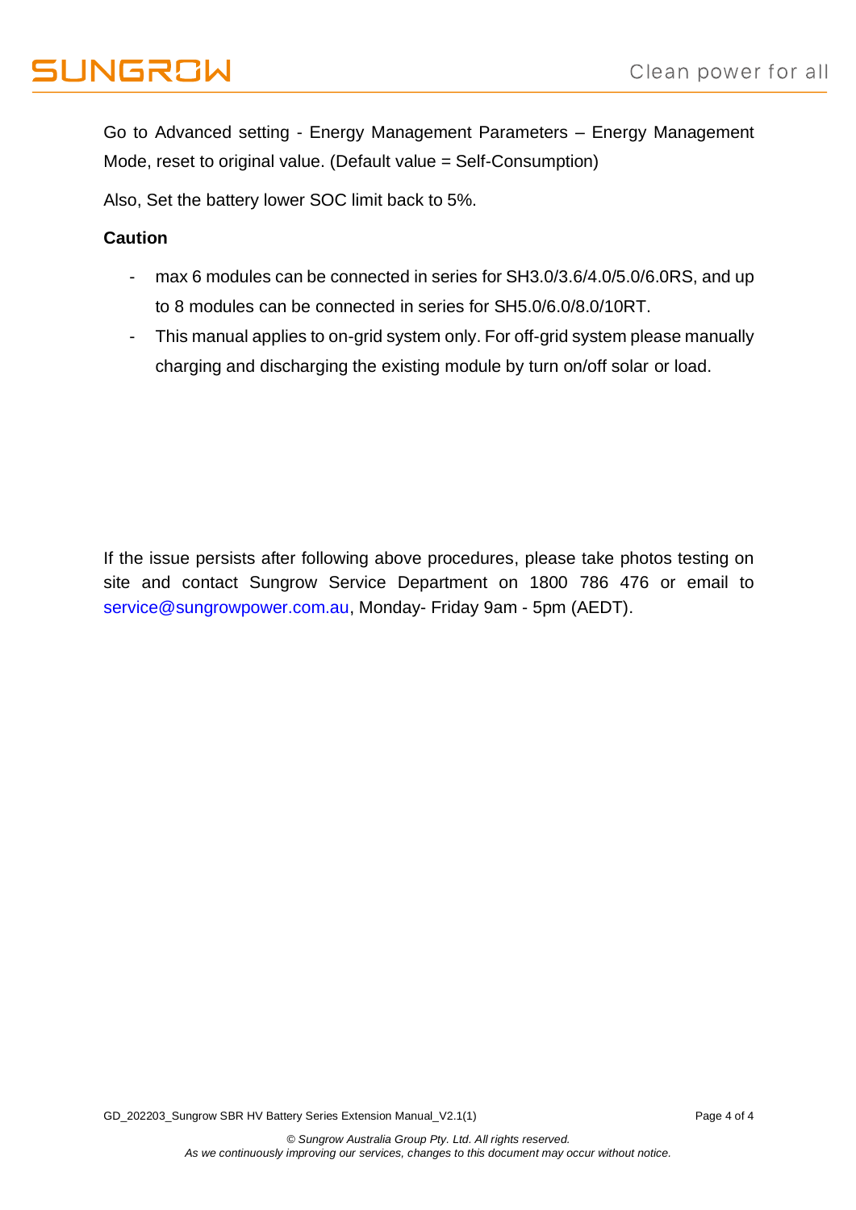Go to Advanced setting - Energy Management Parameters – Energy Management Mode, reset to original value. (Default value = Self-Consumption)

Also, Set the battery lower SOC limit back to 5%.

**Caution**

- max 6 modules can be connected in series for SH3.0/3.6/4.0/5.0/6.0RS, and up to 8 modules can be connected in series for SH5.0/6.0/8.0/10RT.
- This manual applies to on-grid system only. For off-grid system please manually charging and discharging the existing module by turn on/off solar or load.

If the issue persists after following above procedures, please take photos testing on site and contact Sungrow Service Department on 1800 786 476 or email to service@sungrowpower.com.au, Monday- Friday 9am - 5pm (AEDT).